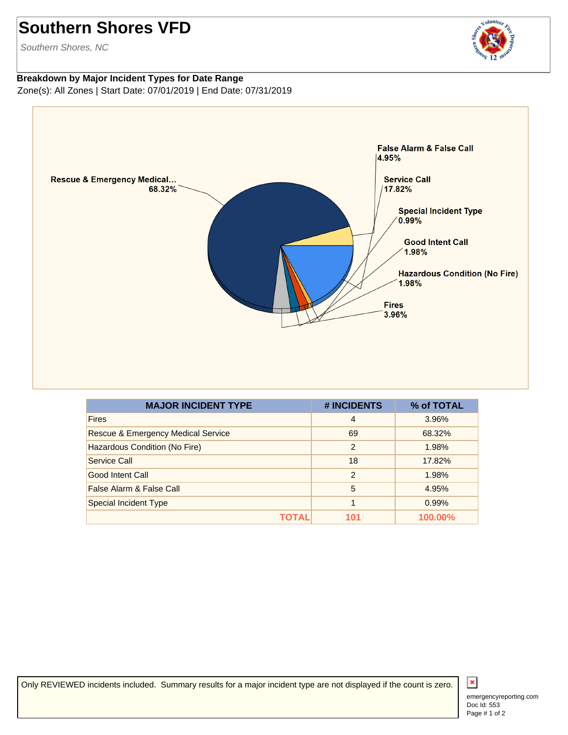# Southern Shores VFD

*Southern Shores, NC*

**Breakdown by Major Incident Types for Date Range**

Zone(s): All Zones | Start Date: 07/01/2019 | End Date: 07/31/2019

Rescue & Emergency Medical... 68.32%

False Alarm & False Call 4.95%

Service Call 17.82%

Special Incident Type 0.99%

Good Intent Call 1.98%

Hazardous Condition (No Fire) 1.98%

Fires 3.96%

| MAJOR INCIDENT TYPE | # INCIDENTS | % of TOTAL |
|---|---|---|
| Fires | 4 | 3.96% |
| Rescue & Emergency Medical Service | 69 | 68.32% |
| Hazardous Condition (No Fire) | 2 | 1.98% |
| Service Call | 18 | 17.82% |
| Good Intent Call | 2 | 1.98% |
| False Alarm & False Call | 5 | 4.95% |
| Special Incident Type | 1 | 0.99% |
| **TOTAL** | **101** | **100.00%** |

Only REVIEWED incidents included. Summary results for a major incident type are not displayed if the count is zero.

emergencyreporting.com
Doc Id: 553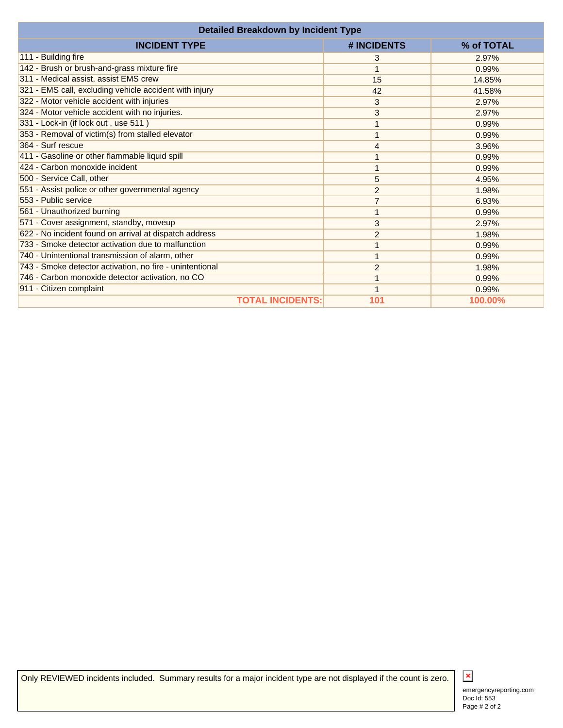## Detailed Breakdown by Incident Type

| INCIDENT TYPE | # INCIDENTS | % of TOTAL |
|---|---|---|
| 111 - Building fire | 3 | 2.97% |
| 142 - Brush or brush-and-grass mixture fire | 1 | 0.99% |
| 311 - Medical assist, assist EMS crew | 15 | 14.85% |
| 321 - EMS call, excluding vehicle accident with injury | 42 | 41.58% |
| 322 - Motor vehicle accident with injuries | 3 | 2.97% |
| 324 - Motor vehicle accident with no injuries. | 3 | 2.97% |
| 331 - Lock-in (if lock out , use 511 ) | 1 | 0.99% |
| 353 - Removal of victim(s) from stalled elevator | 1 | 0.99% |
| 364 - Surf rescue | 4 | 3.96% |
| 411 - Gasoline or other flammable liquid spill | 1 | 0.99% |
| 424 - Carbon monoxide incident | 1 | 0.99% |
| 500 - Service Call, other | 5 | 4.95% |
| 551 - Assist police or other governmental agency | 2 | 1.98% |
| 553 - Public service | 7 | 6.93% |
| 561 - Unauthorized burning | 1 | 0.99% |
| 571 - Cover assignment, standby, moveup | 3 | 2.97% |
| 622 - No incident found on arrival at dispatch address | 2 | 1.98% |
| 733 - Smoke detector activation due to malfunction | 1 | 0.99% |
| 740 - Unintentional transmission of alarm, other | 1 | 0.99% |
| 743 - Smoke detector activation, no fire - unintentional | 2 | 1.98% |
| 746 - Carbon monoxide detector activation, no CO | 1 | 0.99% |
| 911 - Citizen complaint | 1 | 0.99% |
| **TOTAL INCIDENTS:** | **101** | **100.00%** |

Only REVIEWED incidents included. Summary results for a major incident type are not displayed if the count is zero.

emergencyreporting.com
Doc Id: 553